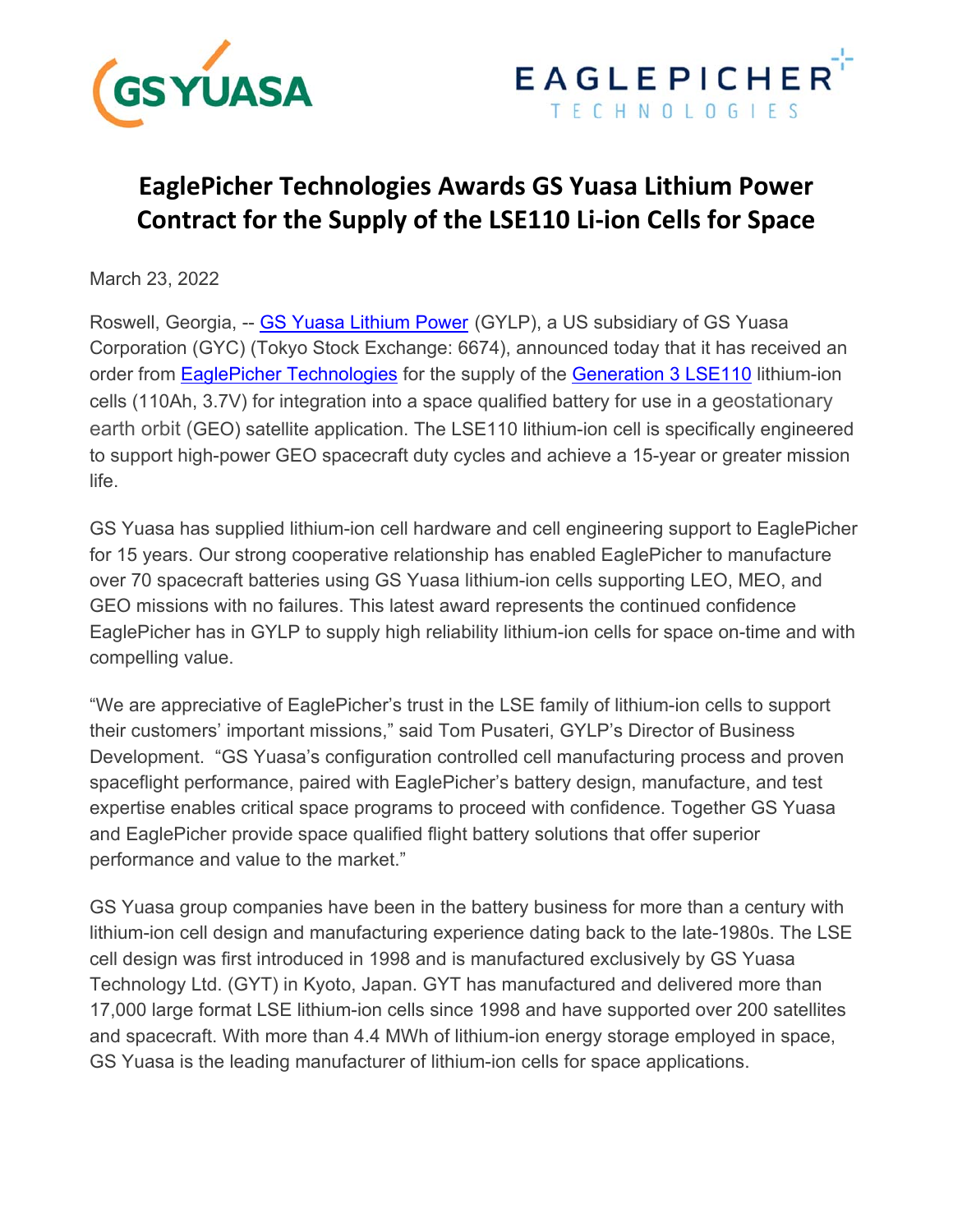# EaglePicher Technologies Awards GS Yuasa Lithium Power Contract for the Supply of the LSE110 Li-ion Cells for Space

March 23, 2022

Roswell, Georgia, -- GS Yuasa Lithium Power (GYLP), a US subsidiary of GS Yuasa Corporation (GYC) (Tokyo Stock Exchange: 6674), announced today that it has received an order from EaglePicher Technologies for the supply of the Generation 3 LSE110 lithium-ion cells (110Ah, 3.7V) for integration into a space qualified battery for use in a geostationary earth orbit (GEO) satellite application. The LSE110 lithium-ion cell is specifically engineered to support high-power GEO spacecraft duty cycles and achieve a 15-year or greater mission life.

GS Yuasa has supplied lithium-ion cell hardware and cell engineering support to EaglePicher for 15 years. Our strong cooperative relationship has enabled EaglePicher to manufacture over 70 spacecraft batteries using GS Yuasa lithium-ion cells supporting LEO, MEO, and GEO missions with no failures. This latest award represents the continued confidence EaglePicher has in GYLP to supply high reliability lithium-ion cells for space on-time and with compelling value.

"We are appreciative of EaglePicher's trust in the LSE family of lithium-ion cells to support their customers' important missions," said Tom Pusateri, GYLP's Director of Business Development. "GS Yuasa's configuration controlled cell manufacturing process and proven spaceflight performance, paired with EaglePicher's battery design, manufacture, and test expertise enables critical space programs to proceed with confidence. Together GS Yuasa and EaglePicher provide space qualified flight battery solutions that offer superior performance and value to the market."

GS Yuasa group companies have been in the battery business for more than a century with lithium-ion cell design and manufacturing experience dating back to the late-1980s. The LSE cell design was first introduced in 1998 and is manufactured exclusively by GS Yuasa Technology Ltd. (GYT) in Kyoto, Japan. GYT has manufactured and delivered more than 17,000 large format LSE lithium-ion cells since 1998 and have supported over 200 satellites and spacecraft. With more than 4.4 MWh of lithium-ion energy storage employed in space, GS Yuasa is the leading manufacturer of lithium-ion cells for space applications.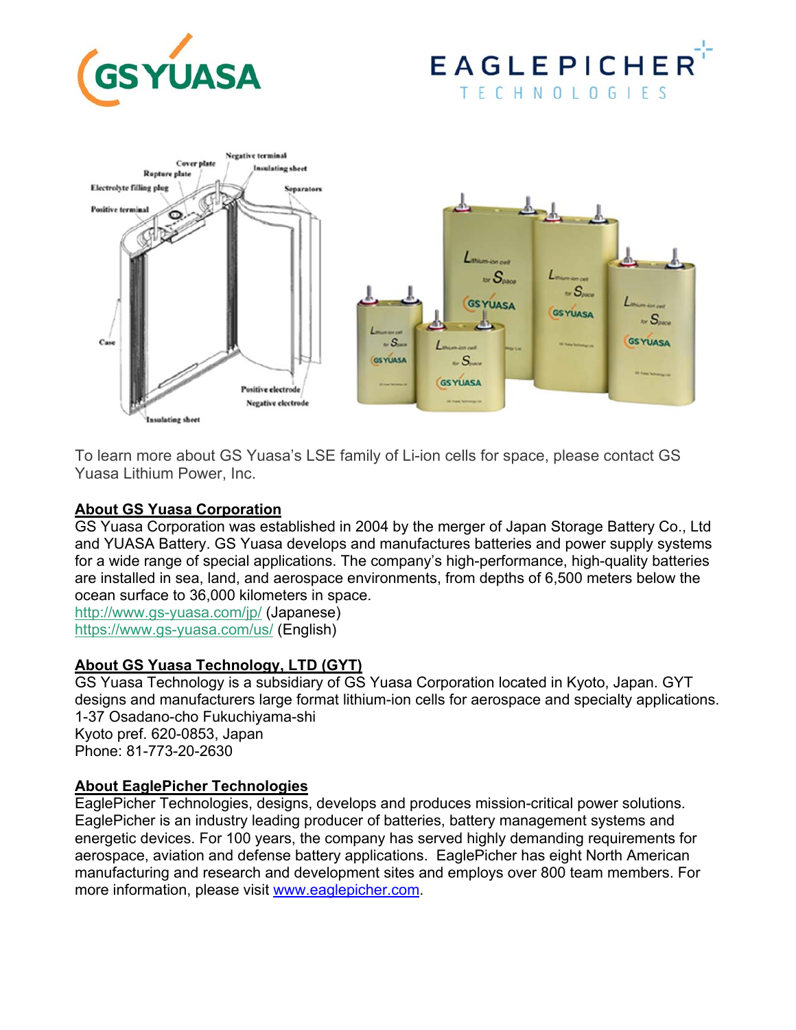To learn more about GS Yuasa's LSE family of Li-ion cells for space, please contact GS Yuasa Lithium Power, Inc.

**About GS Yuasa Corporation**

GS Yuasa Corporation was established in 2004 by the merger of Japan Storage Battery Co., Ltd and YUASA Battery. GS Yuasa develops and manufactures batteries and power supply systems for a wide range of special applications. The company's high-performance, high-quality batteries are installed in sea, land, and aerospace environments, from depths of 6,500 meters below the ocean surface to 36,000 kilometers in space.

http://www.gs-yuasa.com/jp/ (Japanese)
https://www.gs-yuasa.com/us/ (English)

**About GS Yuasa Technology, LTD (GYT)**

GS Yuasa Technology is a subsidiary of GS Yuasa Corporation located in Kyoto, Japan. GYT designs and manufacturers large format lithium-ion cells for aerospace and specialty applications.
1-37 Osadano-cho Fukuchiyama-shi
Kyoto pref. 620-0853, Japan
Phone: 81-773-20-2630

**About EaglePicher Technologies**

EaglePicher Technologies, designs, develops and produces mission-critical power solutions. EaglePicher is an industry leading producer of batteries, battery management systems and energetic devices. For 100 years, the company has served highly demanding requirements for aerospace, aviation and defense battery applications. EaglePicher has eight North American manufacturing and research and development sites and employs over 800 team members. For more information, please visit www.eaglepicher.com.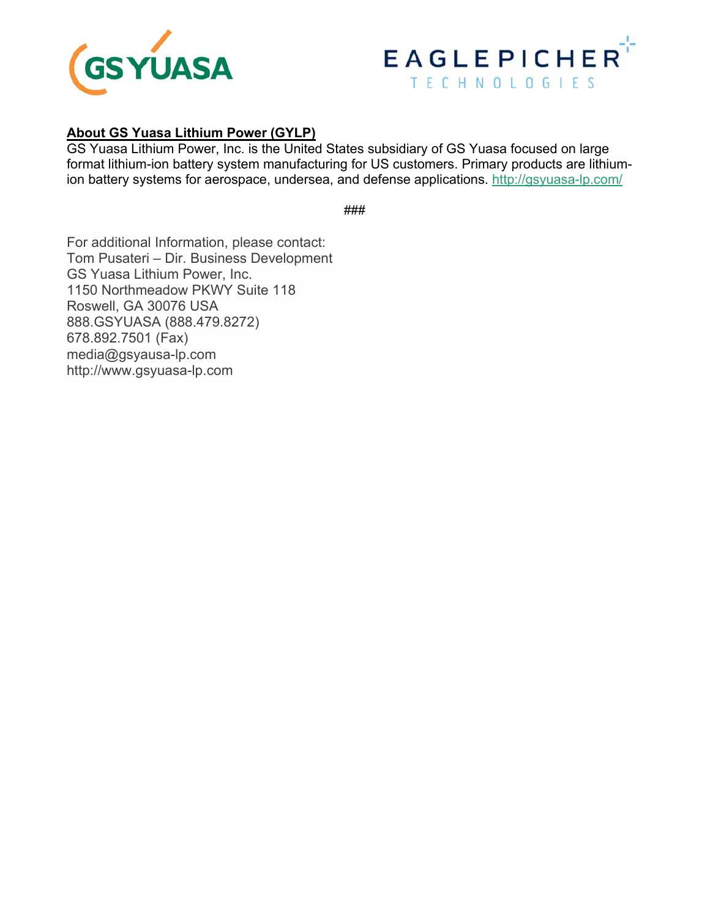**About GS Yuasa Lithium Power (GYLP)**

GS Yuasa Lithium Power, Inc. is the United States subsidiary of GS Yuasa focused on large format lithium-ion battery system manufacturing for US customers. Primary products are lithium-ion battery systems for aerospace, undersea, and defense applications. http://gsyuasa-lp.com/

###

For additional Information, please contact:
Tom Pusateri – Dir. Business Development
GS Yuasa Lithium Power, Inc.
1150 Northmeadow PKWY Suite 118
Roswell, GA 30076 USA
888.GSYUASA (888.479.8272)
678.892.7501 (Fax)
media@gsyausa-lp.com
http://www.gsyuasa-lp.com